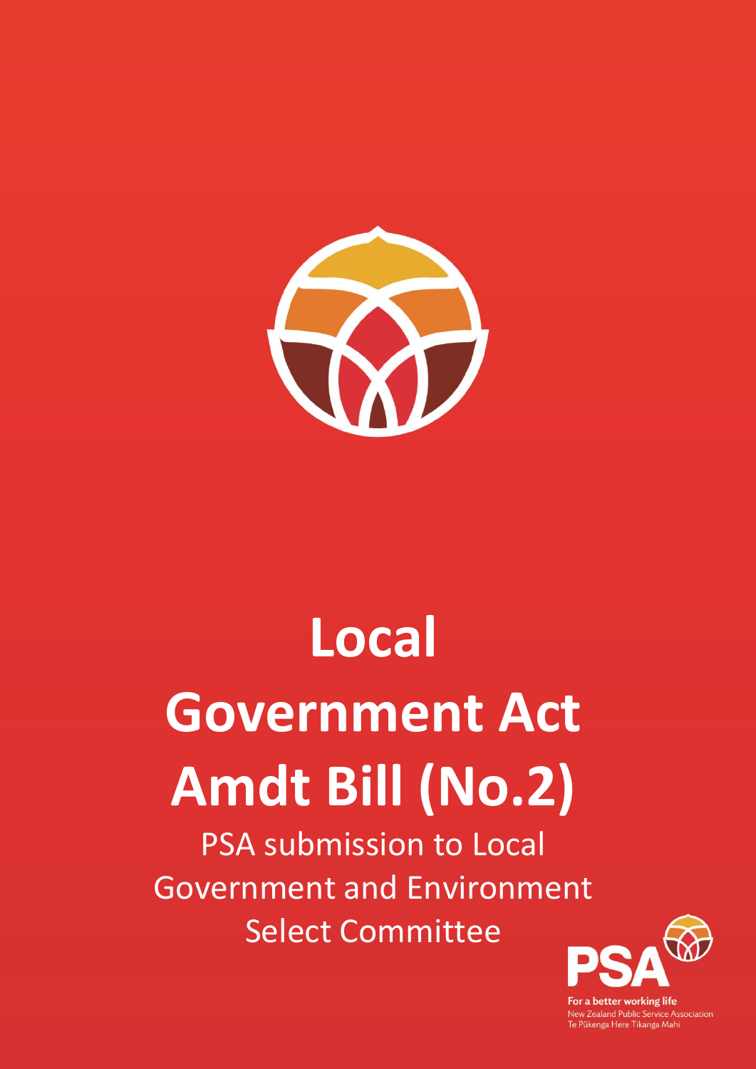# Local Government Act Amdt Bill (No.2)

PSA submission to Local Government and Environment Select Committee

PSA

For a better working life
New Zealand Public Service Association
Te Pūkenga Here Tikanga Mahi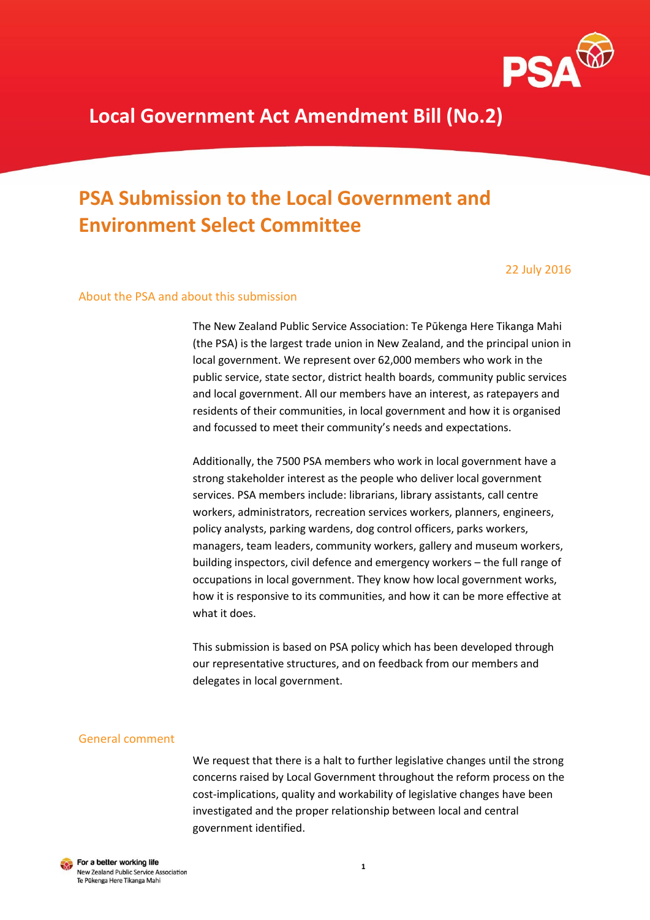# Local Government Act Amendment Bill (No.2)

## PSA Submission to the Local Government and Environment Select Committee

22 July 2016

### About the PSA and about this submission

The New Zealand Public Service Association: Te Pūkenga Here Tikanga Mahi (the PSA) is the largest trade union in New Zealand, and the principal union in local government. We represent over 62,000 members who work in the public service, state sector, district health boards, community public services and local government. All our members have an interest, as ratepayers and residents of their communities, in local government and how it is organised and focussed to meet their community's needs and expectations.

Additionally, the 7500 PSA members who work in local government have a strong stakeholder interest as the people who deliver local government services. PSA members include: librarians, library assistants, call centre workers, administrators, recreation services workers, planners, engineers, policy analysts, parking wardens, dog control officers, parks workers, managers, team leaders, community workers, gallery and museum workers, building inspectors, civil defence and emergency workers – the full range of occupations in local government. They know how local government works, how it is responsive to its communities, and how it can be more effective at what it does.

This submission is based on PSA policy which has been developed through our representative structures, and on feedback from our members and delegates in local government.

### General comment

We request that there is a halt to further legislative changes until the strong concerns raised by Local Government throughout the reform process on the cost-implications, quality and workability of legislative changes have been investigated and the proper relationship between local and central government identified.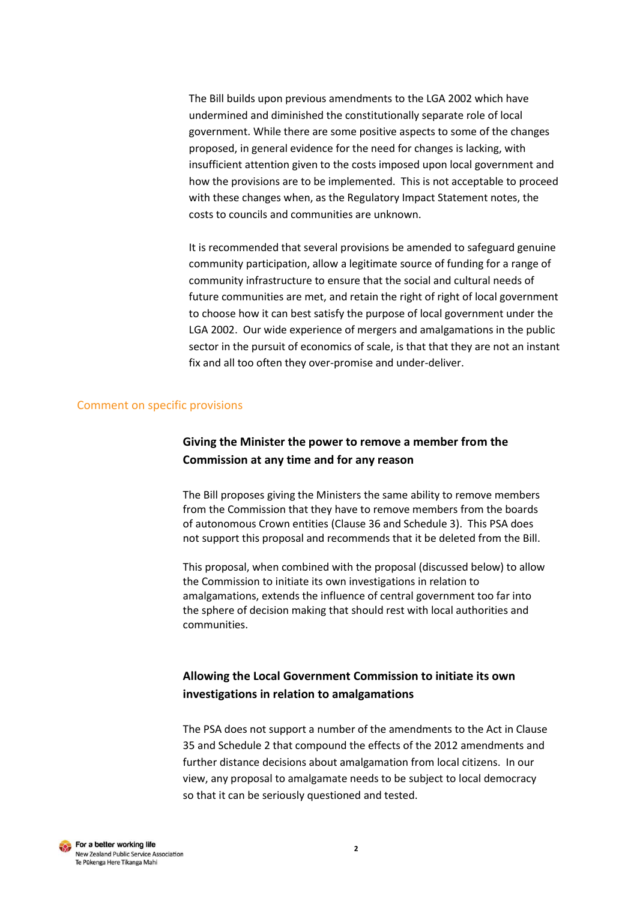The Bill builds upon previous amendments to the LGA 2002 which have undermined and diminished the constitutionally separate role of local government. While there are some positive aspects to some of the changes proposed, in general evidence for the need for changes is lacking, with insufficient attention given to the costs imposed upon local government and how the provisions are to be implemented.  This is not acceptable to proceed with these changes when, as the Regulatory Impact Statement notes, the costs to councils and communities are unknown.

It is recommended that several provisions be amended to safeguard genuine community participation, allow a legitimate source of funding for a range of community infrastructure to ensure that the social and cultural needs of future communities are met, and retain the right of right of local government to choose how it can best satisfy the purpose of local government under the LGA 2002.  Our wide experience of mergers and amalgamations in the public sector in the pursuit of economics of scale, is that that they are not an instant fix and all too often they over-promise and under-deliver.

## Comment on specific provisions

### Giving the Minister the power to remove a member from the Commission at any time and for any reason

The Bill proposes giving the Ministers the same ability to remove members from the Commission that they have to remove members from the boards of autonomous Crown entities (Clause 36 and Schedule 3).  This PSA does not support this proposal and recommends that it be deleted from the Bill.

This proposal, when combined with the proposal (discussed below) to allow the Commission to initiate its own investigations in relation to amalgamations, extends the influence of central government too far into the sphere of decision making that should rest with local authorities and communities.

### Allowing the Local Government Commission to initiate its own investigations in relation to amalgamations

The PSA does not support a number of the amendments to the Act in Clause 35 and Schedule 2 that compound the effects of the 2012 amendments and further distance decisions about amalgamation from local citizens.  In our view, any proposal to amalgamate needs to be subject to local democracy so that it can be seriously questioned and tested.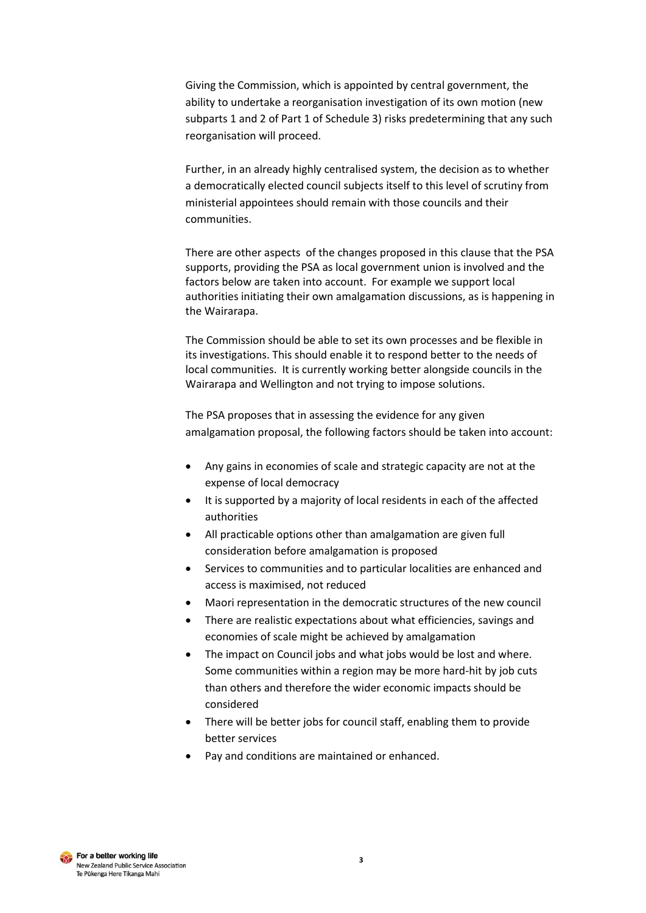Giving the Commission, which is appointed by central government, the ability to undertake a reorganisation investigation of its own motion (new subparts 1 and 2 of Part 1 of Schedule 3) risks predetermining that any such reorganisation will proceed.

Further, in an already highly centralised system, the decision as to whether a democratically elected council subjects itself to this level of scrutiny from ministerial appointees should remain with those councils and their communities.

There are other aspects of the changes proposed in this clause that the PSA supports, providing the PSA as local government union is involved and the factors below are taken into account. For example we support local authorities initiating their own amalgamation discussions, as is happening in the Wairarapa.

The Commission should be able to set its own processes and be flexible in its investigations. This should enable it to respond better to the needs of local communities. It is currently working better alongside councils in the Wairarapa and Wellington and not trying to impose solutions.

The PSA proposes that in assessing the evidence for any given amalgamation proposal, the following factors should be taken into account:

- Any gains in economies of scale and strategic capacity are not at the expense of local democracy
- It is supported by a majority of local residents in each of the affected authorities
- All practicable options other than amalgamation are given full consideration before amalgamation is proposed
- Services to communities and to particular localities are enhanced and access is maximised, not reduced
- Maori representation in the democratic structures of the new council
- There are realistic expectations about what efficiencies, savings and economies of scale might be achieved by amalgamation
- The impact on Council jobs and what jobs would be lost and where. Some communities within a region may be more hard-hit by job cuts than others and therefore the wider economic impacts should be considered
- There will be better jobs for council staff, enabling them to provide better services
- Pay and conditions are maintained or enhanced.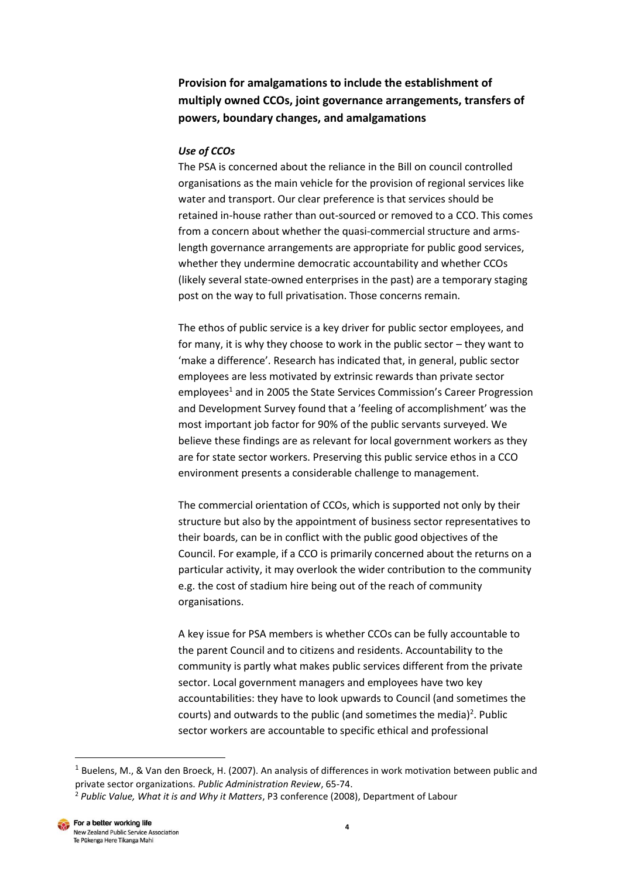**Provision for amalgamations to include the establishment of multiply owned CCOs, joint governance arrangements, transfers of powers, boundary changes, and amalgamations**

***Use of CCOs***

The PSA is concerned about the reliance in the Bill on council controlled organisations as the main vehicle for the provision of regional services like water and transport. Our clear preference is that services should be retained in-house rather than out-sourced or removed to a CCO. This comes from a concern about whether the quasi-commercial structure and arms-length governance arrangements are appropriate for public good services, whether they undermine democratic accountability and whether CCOs (likely several state-owned enterprises in the past) are a temporary staging post on the way to full privatisation. Those concerns remain.

The ethos of public service is a key driver for public sector employees, and for many, it is why they choose to work in the public sector – they want to 'make a difference'. Research has indicated that, in general, public sector employees are less motivated by extrinsic rewards than private sector employees[1] and in 2005 the State Services Commission's Career Progression and Development Survey found that a 'feeling of accomplishment' was the most important job factor for 90% of the public servants surveyed. We believe these findings are as relevant for local government workers as they are for state sector workers. Preserving this public service ethos in a CCO environment presents a considerable challenge to management.

The commercial orientation of CCOs, which is supported not only by their structure but also by the appointment of business sector representatives to their boards, can be in conflict with the public good objectives of the Council. For example, if a CCO is primarily concerned about the returns on a particular activity, it may overlook the wider contribution to the community e.g. the cost of stadium hire being out of the reach of community organisations.

A key issue for PSA members is whether CCOs can be fully accountable to the parent Council and to citizens and residents. Accountability to the community is partly what makes public services different from the private sector. Local government managers and employees have two key accountabilities: they have to look upwards to Council (and sometimes the courts) and outwards to the public (and sometimes the media)[2]. Public sector workers are accountable to specific ethical and professional

---

[1] Buelens, M., & Van den Broeck, H. (2007). An analysis of differences in work motivation between public and private sector organizations. *Public Administration Review*, 65-74.

[2] *Public Value, What it is and Why it Matters*, P3 conference (2008), Department of Labour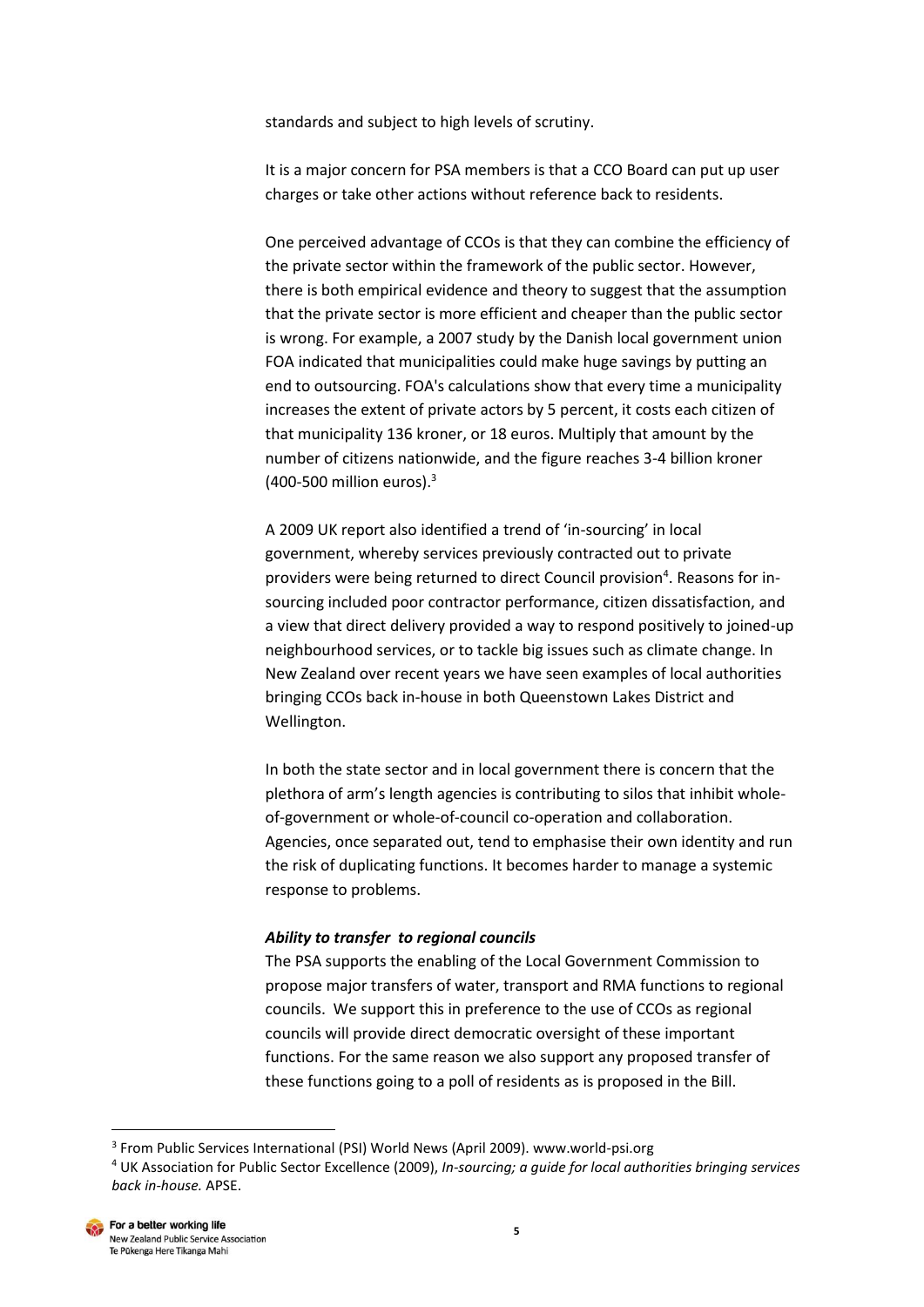standards and subject to high levels of scrutiny.

It is a major concern for PSA members is that a CCO Board can put up user charges or take other actions without reference back to residents.

One perceived advantage of CCOs is that they can combine the efficiency of the private sector within the framework of the public sector. However, there is both empirical evidence and theory to suggest that the assumption that the private sector is more efficient and cheaper than the public sector is wrong. For example, a 2007 study by the Danish local government union FOA indicated that municipalities could make huge savings by putting an end to outsourcing. FOA's calculations show that every time a municipality increases the extent of private actors by 5 percent, it costs each citizen of that municipality 136 kroner, or 18 euros. Multiply that amount by the number of citizens nationwide, and the figure reaches 3-4 billion kroner (400-500 million euros).[3]

A 2009 UK report also identified a trend of 'in-sourcing' in local government, whereby services previously contracted out to private providers were being returned to direct Council provision[4]. Reasons for in-sourcing included poor contractor performance, citizen dissatisfaction, and a view that direct delivery provided a way to respond positively to joined-up neighbourhood services, or to tackle big issues such as climate change. In New Zealand over recent years we have seen examples of local authorities bringing CCOs back in-house in both Queenstown Lakes District and Wellington.

In both the state sector and in local government there is concern that the plethora of arm's length agencies is contributing to silos that inhibit whole-of-government or whole-of-council co-operation and collaboration. Agencies, once separated out, tend to emphasise their own identity and run the risk of duplicating functions. It becomes harder to manage a systemic response to problems.

***Ability to transfer to regional councils***

The PSA supports the enabling of the Local Government Commission to propose major transfers of water, transport and RMA functions to regional councils. We support this in preference to the use of CCOs as regional councils will provide direct democratic oversight of these important functions. For the same reason we also support any proposed transfer of these functions going to a poll of residents as is proposed in the Bill.

---

[3] From Public Services International (PSI) World News (April 2009). www.world-psi.org

[4] UK Association for Public Sector Excellence (2009), *In-sourcing; a guide for local authorities bringing services back in-house.* APSE.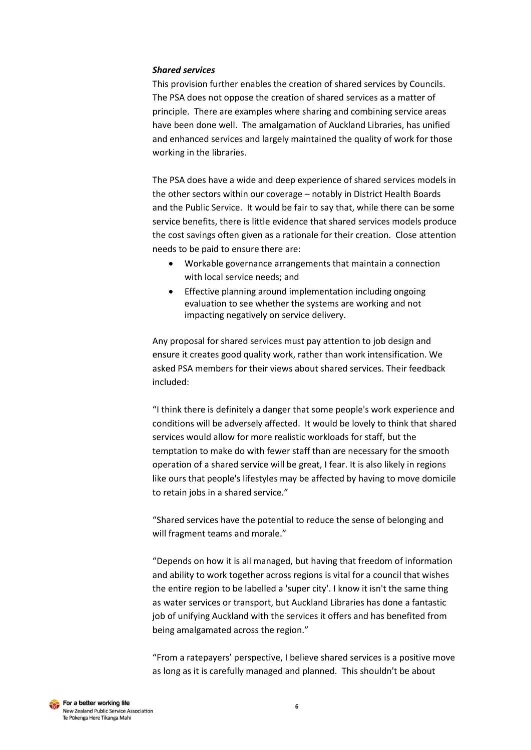***Shared services***

This provision further enables the creation of shared services by Councils. The PSA does not oppose the creation of shared services as a matter of principle. There are examples where sharing and combining service areas have been done well. The amalgamation of Auckland Libraries, has unified and enhanced services and largely maintained the quality of work for those working in the libraries.

The PSA does have a wide and deep experience of shared services models in the other sectors within our coverage – notably in District Health Boards and the Public Service. It would be fair to say that, while there can be some service benefits, there is little evidence that shared services models produce the cost savings often given as a rationale for their creation. Close attention needs to be paid to ensure there are:

- Workable governance arrangements that maintain a connection with local service needs; and
- Effective planning around implementation including ongoing evaluation to see whether the systems are working and not impacting negatively on service delivery.

Any proposal for shared services must pay attention to job design and ensure it creates good quality work, rather than work intensification. We asked PSA members for their views about shared services. Their feedback included:

"I think there is definitely a danger that some people's work experience and conditions will be adversely affected. It would be lovely to think that shared services would allow for more realistic workloads for staff, but the temptation to make do with fewer staff than are necessary for the smooth operation of a shared service will be great, I fear. It is also likely in regions like ours that people's lifestyles may be affected by having to move domicile to retain jobs in a shared service."

"Shared services have the potential to reduce the sense of belonging and will fragment teams and morale."

"Depends on how it is all managed, but having that freedom of information and ability to work together across regions is vital for a council that wishes the entire region to be labelled a 'super city'. I know it isn't the same thing as water services or transport, but Auckland Libraries has done a fantastic job of unifying Auckland with the services it offers and has benefited from being amalgamated across the region."

"From a ratepayers' perspective, I believe shared services is a positive move as long as it is carefully managed and planned. This shouldn't be about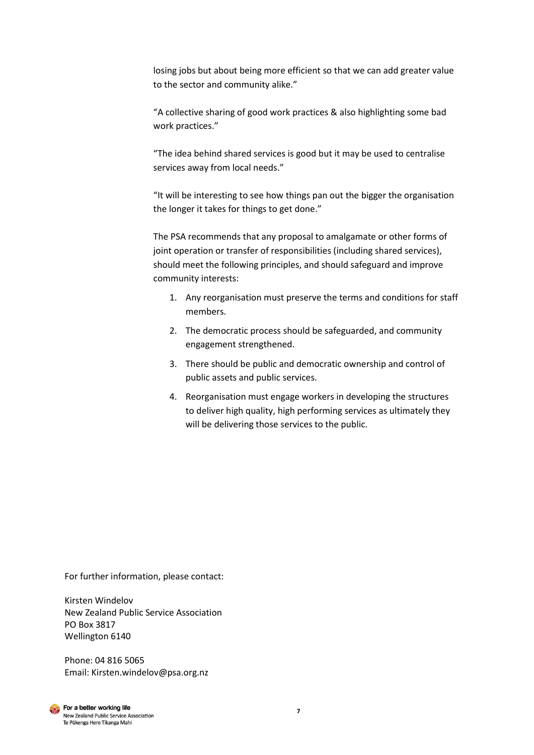losing jobs but about being more efficient so that we can add greater value to the sector and community alike."

"A collective sharing of good work practices & also highlighting some bad work practices."

"The idea behind shared services is good but it may be used to centralise services away from local needs."

"It will be interesting to see how things pan out the bigger the organisation the longer it takes for things to get done."

The PSA recommends that any proposal to amalgamate or other forms of joint operation or transfer of responsibilities (including shared services), should meet the following principles, and should safeguard and improve community interests:

1. Any reorganisation must preserve the terms and conditions for staff members.
2. The democratic process should be safeguarded, and community engagement strengthened.
3. There should be public and democratic ownership and control of public assets and public services.
4. Reorganisation must engage workers in developing the structures to deliver high quality, high performing services as ultimately they will be delivering those services to the public.

For further information, please contact:

Kirsten Windelov
New Zealand Public Service Association
PO Box 3817
Wellington 6140

Phone: 04 816 5065
Email: Kirsten.windelov@psa.org.nz